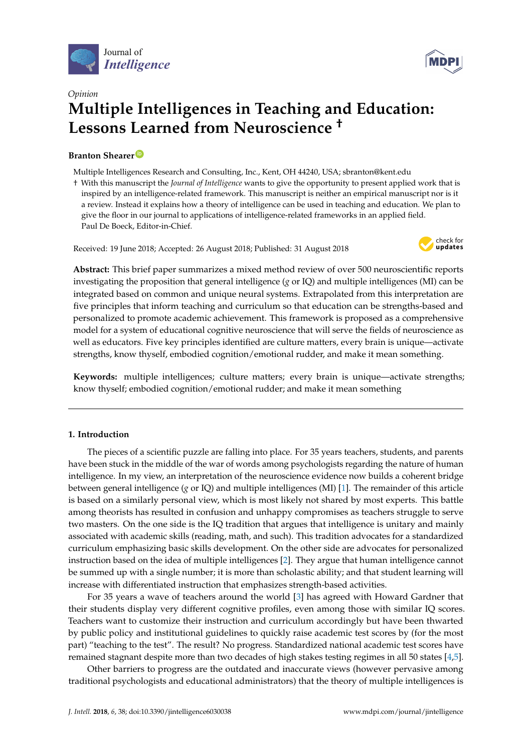Journal of *Intelligence*

*Opinion*

# Multiple Intelligences in Teaching and Education: Lessons Learned from Neuroscience †

**Branton Shearer**

Multiple Intelligences Research and Consulting, Inc., Kent, OH 44240, USA; sbranton@kent.edu

† With this manuscript the *Journal of Intelligence* wants to give the opportunity to present applied work that is inspired by an intelligence-related framework. This manuscript is neither an empirical manuscript nor is it a review. Instead it explains how a theory of intelligence can be used in teaching and education. We plan to give the floor in our journal to applications of intelligence-related frameworks in an applied field. Paul De Boeck, Editor-in-Chief.

Received: 19 June 2018; Accepted: 26 August 2018; Published: 31 August 2018

**Abstract:** This brief paper summarizes a mixed method review of over 500 neuroscientific reports investigating the proposition that general intelligence (*g* or IQ) and multiple intelligences (MI) can be integrated based on common and unique neural systems. Extrapolated from this interpretation are five principles that inform teaching and curriculum so that education can be strengths-based and personalized to promote academic achievement. This framework is proposed as a comprehensive model for a system of educational cognitive neuroscience that will serve the fields of neuroscience as well as educators. Five key principles identified are culture matters, every brain is unique—activate strengths, know thyself, embodied cognition/emotional rudder, and make it mean something.

**Keywords:** multiple intelligences; culture matters; every brain is unique—activate strengths; know thyself; embodied cognition/emotional rudder; and make it mean something

## 1. Introduction

The pieces of a scientific puzzle are falling into place. For 35 years teachers, students, and parents have been stuck in the middle of the war of words among psychologists regarding the nature of human intelligence. In my view, an interpretation of the neuroscience evidence now builds a coherent bridge between general intelligence (*g* or IQ) and multiple intelligences (MI) [1]. The remainder of this article is based on a similarly personal view, which is most likely not shared by most experts. This battle among theorists has resulted in confusion and unhappy compromises as teachers struggle to serve two masters. On the one side is the IQ tradition that argues that intelligence is unitary and mainly associated with academic skills (reading, math, and such). This tradition advocates for a standardized curriculum emphasizing basic skills development. On the other side are advocates for personalized instruction based on the idea of multiple intelligences [2]. They argue that human intelligence cannot be summed up with a single number; it is more than scholastic ability; and that student learning will increase with differentiated instruction that emphasizes strength-based activities.

For 35 years a wave of teachers around the world [3] has agreed with Howard Gardner that their students display very different cognitive profiles, even among those with similar IQ scores. Teachers want to customize their instruction and curriculum accordingly but have been thwarted by public policy and institutional guidelines to quickly raise academic test scores by (for the most part) "teaching to the test". The result? No progress. Standardized national academic test scores have remained stagnant despite more than two decades of high stakes testing regimes in all 50 states [4,5].

Other barriers to progress are the outdated and inaccurate views (however pervasive among traditional psychologists and educational administrators) that the theory of multiple intelligences is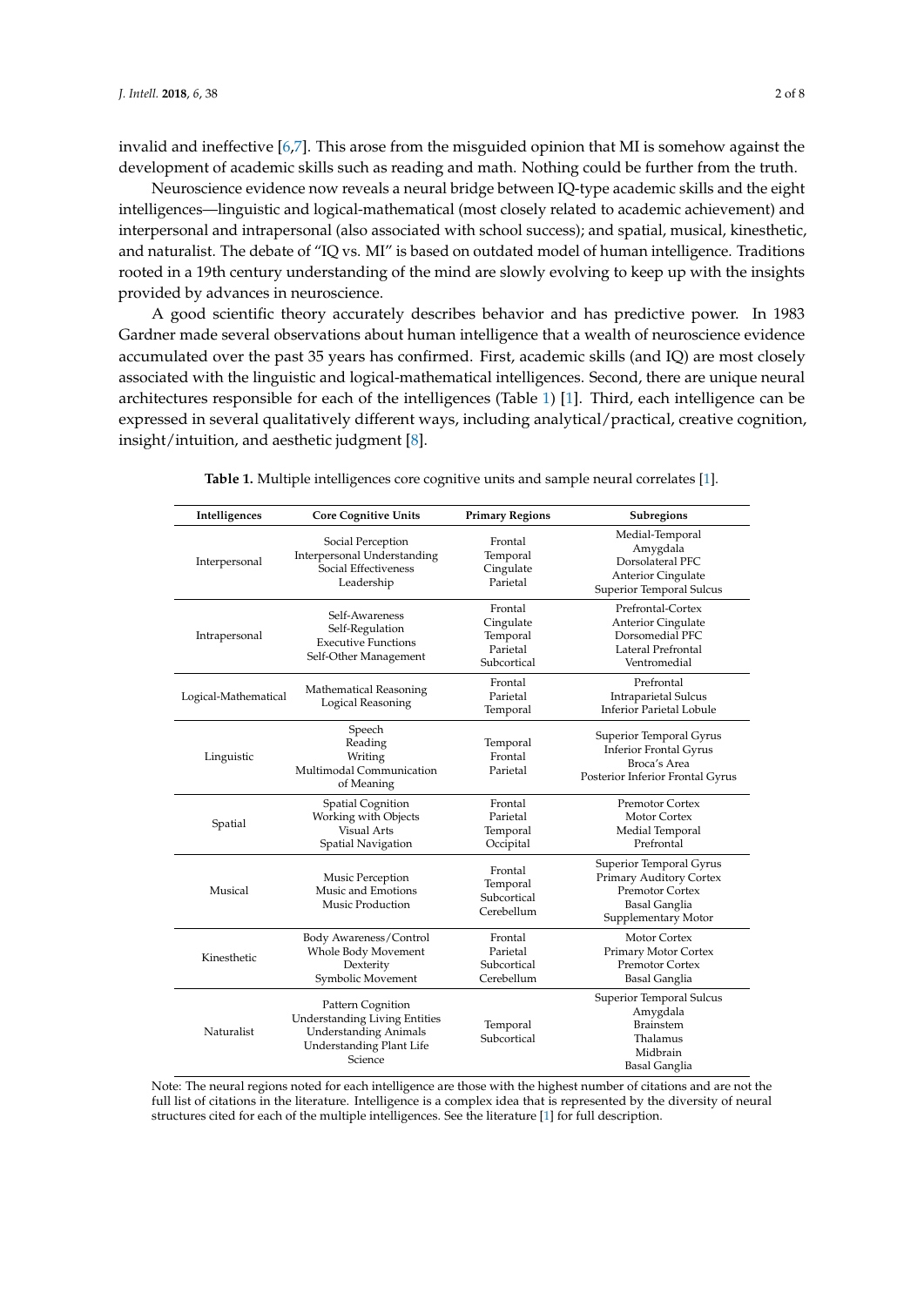invalid and ineffective [6,7]. This arose from the misguided opinion that MI is somehow against the development of academic skills such as reading and math. Nothing could be further from the truth.

Neuroscience evidence now reveals a neural bridge between IQ-type academic skills and the eight intelligences—linguistic and logical-mathematical (most closely related to academic achievement) and interpersonal and intrapersonal (also associated with school success); and spatial, musical, kinesthetic, and naturalist. The debate of "IQ vs. MI" is based on outdated model of human intelligence. Traditions rooted in a 19th century understanding of the mind are slowly evolving to keep up with the insights provided by advances in neuroscience.

A good scientific theory accurately describes behavior and has predictive power. In 1983 Gardner made several observations about human intelligence that a wealth of neuroscience evidence accumulated over the past 35 years has confirmed. First, academic skills (and IQ) are most closely associated with the linguistic and logical-mathematical intelligences. Second, there are unique neural architectures responsible for each of the intelligences (Table 1) [1]. Third, each intelligence can be expressed in several qualitatively different ways, including analytical/practical, creative cognition, insight/intuition, and aesthetic judgment [8].

**Table 1.** Multiple intelligences core cognitive units and sample neural correlates [1].

| Intelligences | Core Cognitive Units | Primary Regions | Subregions |
|---|---|---|---|
| Interpersonal | Social Perception<br>Interpersonal Understanding<br>Social Effectiveness<br>Leadership | Frontal<br>Temporal<br>Cingulate<br>Parietal | Medial-Temporal<br>Amygdala<br>Dorsolateral PFC<br>Anterior Cingulate<br>Superior Temporal Sulcus |
| Intrapersonal | Self-Awareness<br>Self-Regulation<br>Executive Functions<br>Self-Other Management | Frontal<br>Cingulate<br>Temporal<br>Parietal<br>Subcortical | Prefrontal-Cortex<br>Anterior Cingulate<br>Dorsomedial PFC<br>Lateral Prefrontal<br>Ventromedial |
| Logical-Mathematical | Mathematical Reasoning<br>Logical Reasoning | Frontal<br>Parietal<br>Temporal | Prefrontal<br>Intraparietal Sulcus<br>Inferior Parietal Lobule |
| Linguistic | Speech<br>Reading<br>Writing<br>Multimodal Communication of Meaning | Temporal<br>Frontal<br>Parietal | Superior Temporal Gyrus<br>Inferior Frontal Gyrus<br>Broca's Area<br>Posterior Inferior Frontal Gyrus |
| Spatial | Spatial Cognition<br>Working with Objects<br>Visual Arts<br>Spatial Navigation | Frontal<br>Parietal<br>Temporal<br>Occipital | Premotor Cortex<br>Motor Cortex<br>Medial Temporal<br>Prefrontal |
| Musical | Music Perception<br>Music and Emotions<br>Music Production | Frontal<br>Temporal<br>Subcortical<br>Cerebellum | Superior Temporal Gyrus<br>Primary Auditory Cortex<br>Premotor Cortex<br>Basal Ganglia<br>Supplementary Motor |
| Kinesthetic | Body Awareness/Control<br>Whole Body Movement<br>Dexterity<br>Symbolic Movement | Frontal<br>Parietal<br>Subcortical<br>Cerebellum | Motor Cortex<br>Primary Motor Cortex<br>Premotor Cortex<br>Basal Ganglia |
| Naturalist | Pattern Cognition<br>Understanding Living Entities<br>Understanding Animals<br>Understanding Plant Life<br>Science | Temporal<br>Subcortical | Superior Temporal Sulcus<br>Amygdala<br>Brainstem<br>Thalamus<br>Midbrain<br>Basal Ganglia |

Note: The neural regions noted for each intelligence are those with the highest number of citations and are not the full list of citations in the literature. Intelligence is a complex idea that is represented by the diversity of neural structures cited for each of the multiple intelligences. See the literature [1] for full description.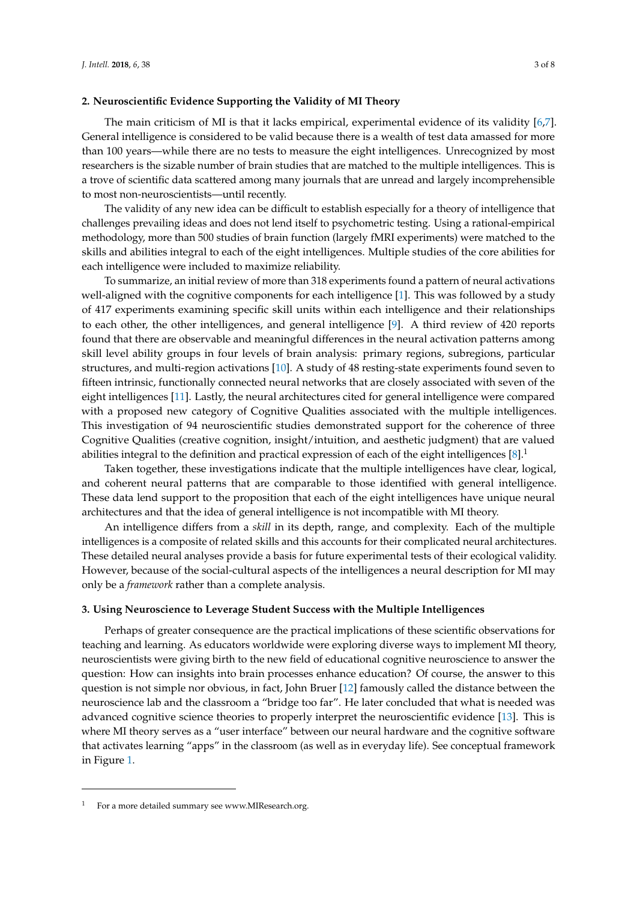## 2. Neuroscientific Evidence Supporting the Validity of MI Theory

The main criticism of MI is that it lacks empirical, experimental evidence of its validity [6,7]. General intelligence is considered to be valid because there is a wealth of test data amassed for more than 100 years—while there are no tests to measure the eight intelligences. Unrecognized by most researchers is the sizable number of brain studies that are matched to the multiple intelligences. This is a trove of scientific data scattered among many journals that are unread and largely incomprehensible to most non-neuroscientists—until recently.

The validity of any new idea can be difficult to establish especially for a theory of intelligence that challenges prevailing ideas and does not lend itself to psychometric testing. Using a rational-empirical methodology, more than 500 studies of brain function (largely fMRI experiments) were matched to the skills and abilities integral to each of the eight intelligences. Multiple studies of the core abilities for each intelligence were included to maximize reliability.

To summarize, an initial review of more than 318 experiments found a pattern of neural activations well-aligned with the cognitive components for each intelligence [1]. This was followed by a study of 417 experiments examining specific skill units within each intelligence and their relationships to each other, the other intelligences, and general intelligence [9]. A third review of 420 reports found that there are observable and meaningful differences in the neural activation patterns among skill level ability groups in four levels of brain analysis: primary regions, subregions, particular structures, and multi-region activations [10]. A study of 48 resting-state experiments found seven to fifteen intrinsic, functionally connected neural networks that are closely associated with seven of the eight intelligences [11]. Lastly, the neural architectures cited for general intelligence were compared with a proposed new category of Cognitive Qualities associated with the multiple intelligences. This investigation of 94 neuroscientific studies demonstrated support for the coherence of three Cognitive Qualities (creative cognition, insight/intuition, and aesthetic judgment) that are valued abilities integral to the definition and practical expression of each of the eight intelligences [8].[1]

Taken together, these investigations indicate that the multiple intelligences have clear, logical, and coherent neural patterns that are comparable to those identified with general intelligence. These data lend support to the proposition that each of the eight intelligences have unique neural architectures and that the idea of general intelligence is not incompatible with MI theory.

An intelligence differs from a *skill* in its depth, range, and complexity. Each of the multiple intelligences is a composite of related skills and this accounts for their complicated neural architectures. These detailed neural analyses provide a basis for future experimental tests of their ecological validity. However, because of the social-cultural aspects of the intelligences a neural description for MI may only be a *framework* rather than a complete analysis.

## 3. Using Neuroscience to Leverage Student Success with the Multiple Intelligences

Perhaps of greater consequence are the practical implications of these scientific observations for teaching and learning. As educators worldwide were exploring diverse ways to implement MI theory, neuroscientists were giving birth to the new field of educational cognitive neuroscience to answer the question: How can insights into brain processes enhance education? Of course, the answer to this question is not simple nor obvious, in fact, John Bruer [12] famously called the distance between the neuroscience lab and the classroom a "bridge too far". He later concluded that what is needed was advanced cognitive science theories to properly interpret the neuroscientific evidence [13]. This is where MI theory serves as a "user interface" between our neural hardware and the cognitive software that activates learning "apps" in the classroom (as well as in everyday life). See conceptual framework in Figure 1.

---

[1] For a more detailed summary see www.MIResearch.org.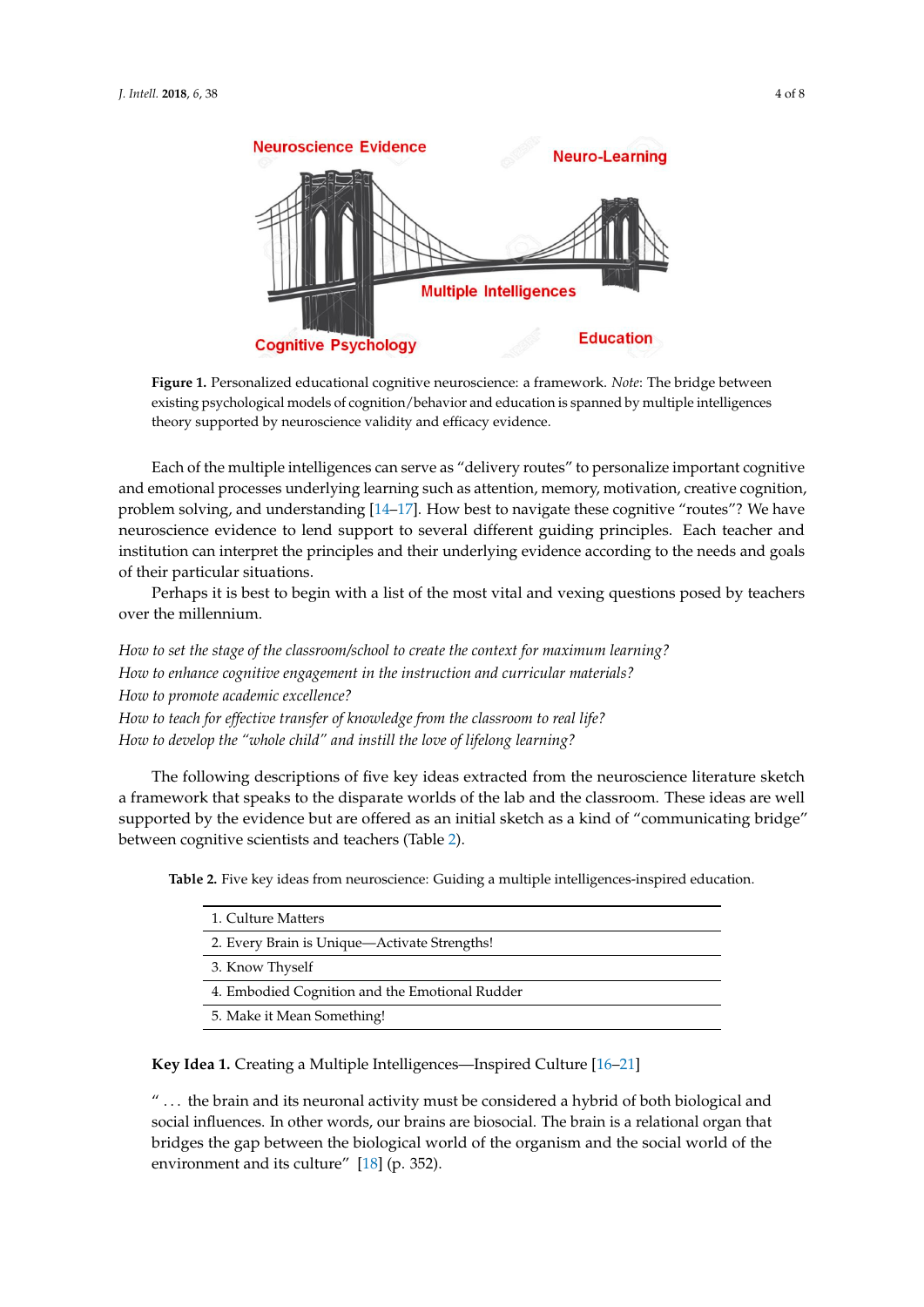**Figure 1.** Personalized educational cognitive neuroscience: a framework. *Note*: The bridge between existing psychological models of cognition/behavior and education is spanned by multiple intelligences theory supported by neuroscience validity and efficacy evidence.

Each of the multiple intelligences can serve as "delivery routes" to personalize important cognitive and emotional processes underlying learning such as attention, memory, motivation, creative cognition, problem solving, and understanding [14–17]. How best to navigate these cognitive "routes"? We have neuroscience evidence to lend support to several different guiding principles. Each teacher and institution can interpret the principles and their underlying evidence according to the needs and goals of their particular situations.

Perhaps it is best to begin with a list of the most vital and vexing questions posed by teachers over the millennium.

*How to set the stage of the classroom/school to create the context for maximum learning?*
*How to enhance cognitive engagement in the instruction and curricular materials?*
*How to promote academic excellence?*
*How to teach for effective transfer of knowledge from the classroom to real life?*
*How to develop the "whole child" and instill the love of lifelong learning?*

The following descriptions of five key ideas extracted from the neuroscience literature sketch a framework that speaks to the disparate worlds of the lab and the classroom. These ideas are well supported by the evidence but are offered as an initial sketch as a kind of "communicating bridge" between cognitive scientists and teachers (Table 2).

**Table 2.** Five key ideas from neuroscience: Guiding a multiple intelligences-inspired education.

| |
|---|
| 1. Culture Matters |
| 2. Every Brain is Unique—Activate Strengths! |
| 3. Know Thyself |
| 4. Embodied Cognition and the Emotional Rudder |
| 5. Make it Mean Something! |

**Key Idea 1.** Creating a Multiple Intelligences—Inspired Culture [16–21]

" ... the brain and its neuronal activity must be considered a hybrid of both biological and social influences. In other words, our brains are biosocial. The brain is a relational organ that bridges the gap between the biological world of the organism and the social world of the environment and its culture" [18] (p. 352).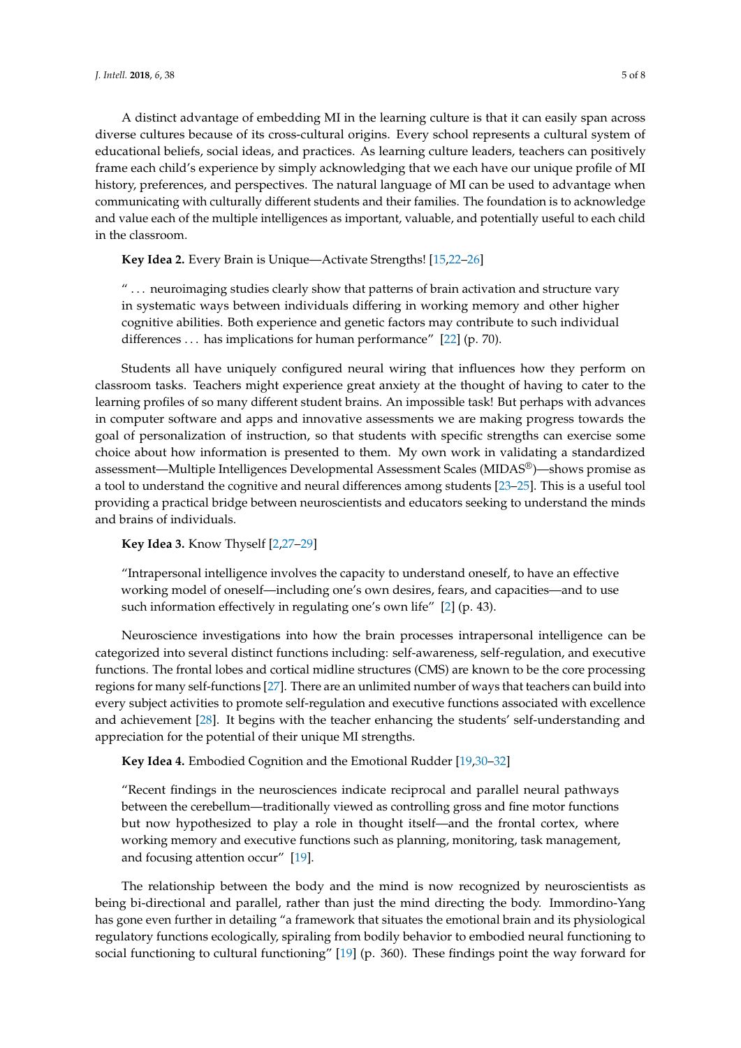A distinct advantage of embedding MI in the learning culture is that it can easily span across diverse cultures because of its cross-cultural origins. Every school represents a cultural system of educational beliefs, social ideas, and practices. As learning culture leaders, teachers can positively frame each child's experience by simply acknowledging that we each have our unique profile of MI history, preferences, and perspectives. The natural language of MI can be used to advantage when communicating with culturally different students and their families. The foundation is to acknowledge and value each of the multiple intelligences as important, valuable, and potentially useful to each child in the classroom.

**Key Idea 2.** Every Brain is Unique—Activate Strengths! [15,22–26]

> " ... neuroimaging studies clearly show that patterns of brain activation and structure vary in systematic ways between individuals differing in working memory and other higher cognitive abilities. Both experience and genetic factors may contribute to such individual differences ... has implications for human performance" [22] (p. 70).

Students all have uniquely configured neural wiring that influences how they perform on classroom tasks. Teachers might experience great anxiety at the thought of having to cater to the learning profiles of so many different student brains. An impossible task! But perhaps with advances in computer software and apps and innovative assessments we are making progress towards the goal of personalization of instruction, so that students with specific strengths can exercise some choice about how information is presented to them. My own work in validating a standardized assessment—Multiple Intelligences Developmental Assessment Scales (MIDAS®)—shows promise as a tool to understand the cognitive and neural differences among students [23–25]. This is a useful tool providing a practical bridge between neuroscientists and educators seeking to understand the minds and brains of individuals.

**Key Idea 3.** Know Thyself [2,27–29]

> "Intrapersonal intelligence involves the capacity to understand oneself, to have an effective working model of oneself—including one's own desires, fears, and capacities—and to use such information effectively in regulating one's own life" [2] (p. 43).

Neuroscience investigations into how the brain processes intrapersonal intelligence can be categorized into several distinct functions including: self-awareness, self-regulation, and executive functions. The frontal lobes and cortical midline structures (CMS) are known to be the core processing regions for many self-functions [27]. There are an unlimited number of ways that teachers can build into every subject activities to promote self-regulation and executive functions associated with excellence and achievement [28]. It begins with the teacher enhancing the students' self-understanding and appreciation for the potential of their unique MI strengths.

**Key Idea 4.** Embodied Cognition and the Emotional Rudder [19,30–32]

> "Recent findings in the neurosciences indicate reciprocal and parallel neural pathways between the cerebellum—traditionally viewed as controlling gross and fine motor functions but now hypothesized to play a role in thought itself—and the frontal cortex, where working memory and executive functions such as planning, monitoring, task management, and focusing attention occur" [19].

The relationship between the body and the mind is now recognized by neuroscientists as being bi-directional and parallel, rather than just the mind directing the body. Immordino-Yang has gone even further in detailing "a framework that situates the emotional brain and its physiological regulatory functions ecologically, spiraling from bodily behavior to embodied neural functioning to social functioning to cultural functioning" [19] (p. 360). These findings point the way forward for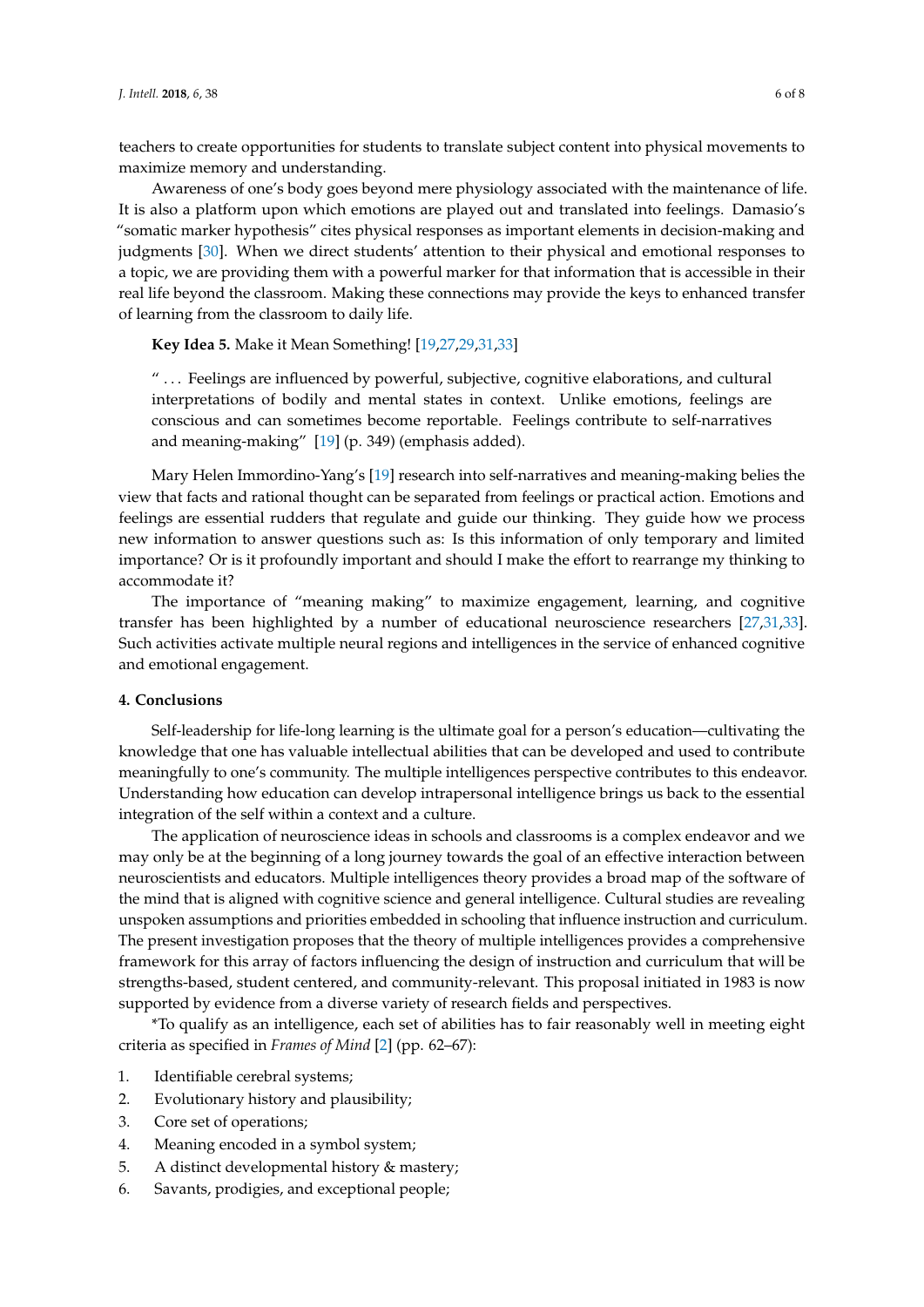teachers to create opportunities for students to translate subject content into physical movements to maximize memory and understanding.

Awareness of one's body goes beyond mere physiology associated with the maintenance of life. It is also a platform upon which emotions are played out and translated into feelings. Damasio's "somatic marker hypothesis" cites physical responses as important elements in decision-making and judgments [30]. When we direct students' attention to their physical and emotional responses to a topic, we are providing them with a powerful marker for that information that is accessible in their real life beyond the classroom. Making these connections may provide the keys to enhanced transfer of learning from the classroom to daily life.

**Key Idea 5.** Make it Mean Something! [19,27,29,31,33]

> " ... Feelings are influenced by powerful, subjective, cognitive elaborations, and cultural interpretations of bodily and mental states in context. Unlike emotions, feelings are conscious and can sometimes become reportable. Feelings contribute to self-narratives and meaning-making" [19] (p. 349) (emphasis added).

Mary Helen Immordino-Yang's [19] research into self-narratives and meaning-making belies the view that facts and rational thought can be separated from feelings or practical action. Emotions and feelings are essential rudders that regulate and guide our thinking. They guide how we process new information to answer questions such as: Is this information of only temporary and limited importance? Or is it profoundly important and should I make the effort to rearrange my thinking to accommodate it?

The importance of "meaning making" to maximize engagement, learning, and cognitive transfer has been highlighted by a number of educational neuroscience researchers [27,31,33]. Such activities activate multiple neural regions and intelligences in the service of enhanced cognitive and emotional engagement.

## 4. Conclusions

Self-leadership for life-long learning is the ultimate goal for a person's education—cultivating the knowledge that one has valuable intellectual abilities that can be developed and used to contribute meaningfully to one's community. The multiple intelligences perspective contributes to this endeavor. Understanding how education can develop intrapersonal intelligence brings us back to the essential integration of the self within a context and a culture.

The application of neuroscience ideas in schools and classrooms is a complex endeavor and we may only be at the beginning of a long journey towards the goal of an effective interaction between neuroscientists and educators. Multiple intelligences theory provides a broad map of the software of the mind that is aligned with cognitive science and general intelligence. Cultural studies are revealing unspoken assumptions and priorities embedded in schooling that influence instruction and curriculum. The present investigation proposes that the theory of multiple intelligences provides a comprehensive framework for this array of factors influencing the design of instruction and curriculum that will be strengths-based, student centered, and community-relevant. This proposal initiated in 1983 is now supported by evidence from a diverse variety of research fields and perspectives.

*To qualify as an intelligence, each set of abilities has to fair reasonably well in meeting eight criteria as specified in *Frames of Mind* [2] (pp. 62–67):

1. Identifiable cerebral systems;
2. Evolutionary history and plausibility;
3. Core set of operations;
4. Meaning encoded in a symbol system;
5. A distinct developmental history & mastery;
6. Savants, prodigies, and exceptional people;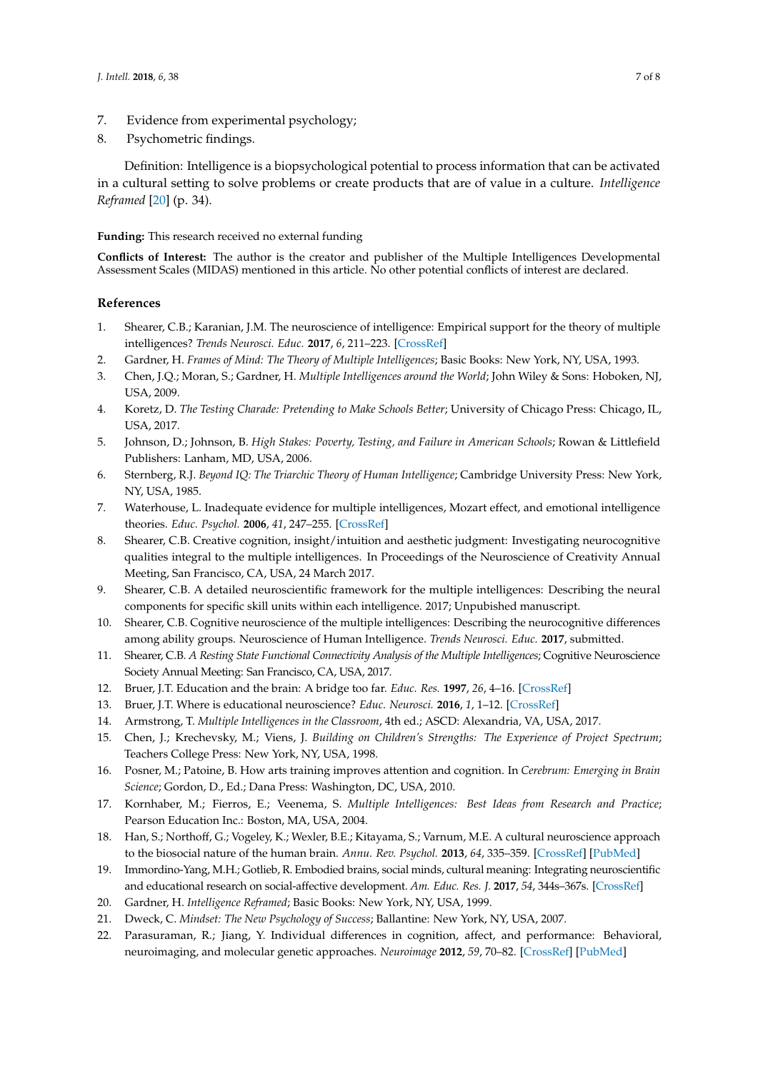7. Evidence from experimental psychology;
8. Psychometric findings.

Definition: Intelligence is a biopsychological potential to process information that can be activated in a cultural setting to solve problems or create products that are of value in a culture. *Intelligence Reframed* [20] (p. 34).

**Funding:** This research received no external funding

**Conflicts of Interest:** The author is the creator and publisher of the Multiple Intelligences Developmental Assessment Scales (MIDAS) mentioned in this article. No other potential conflicts of interest are declared.

## References

1. Shearer, C.B.; Karanian, J.M. The neuroscience of intelligence: Empirical support for the theory of multiple intelligences? *Trends Neurosci. Educ.* **2017**, *6*, 211–223. [CrossRef]
2. Gardner, H. *Frames of Mind: The Theory of Multiple Intelligences*; Basic Books: New York, NY, USA, 1993.
3. Chen, J.Q.; Moran, S.; Gardner, H. *Multiple Intelligences around the World*; John Wiley & Sons: Hoboken, NJ, USA, 2009.
4. Koretz, D. *The Testing Charade: Pretending to Make Schools Better*; University of Chicago Press: Chicago, IL, USA, 2017.
5. Johnson, D.; Johnson, B. *High Stakes: Poverty, Testing, and Failure in American Schools*; Rowan & Littlefield Publishers: Lanham, MD, USA, 2006.
6. Sternberg, R.J. *Beyond IQ: The Triarchic Theory of Human Intelligence*; Cambridge University Press: New York, NY, USA, 1985.
7. Waterhouse, L. Inadequate evidence for multiple intelligences, Mozart effect, and emotional intelligence theories. *Educ. Psychol.* **2006**, *41*, 247–255. [CrossRef]
8. Shearer, C.B. Creative cognition, insight/intuition and aesthetic judgment: Investigating neurocognitive qualities integral to the multiple intelligences. In Proceedings of the Neuroscience of Creativity Annual Meeting, San Francisco, CA, USA, 24 March 2017.
9. Shearer, C.B. A detailed neuroscientific framework for the multiple intelligences: Describing the neural components for specific skill units within each intelligence. 2017; Unpubished manuscript.
10. Shearer, C.B. Cognitive neuroscience of the multiple intelligences: Describing the neurocognitive differences among ability groups. Neuroscience of Human Intelligence. *Trends Neurosci. Educ.* **2017**, submitted.
11. Shearer, C.B. *A Resting State Functional Connectivity Analysis of the Multiple Intelligences*; Cognitive Neuroscience Society Annual Meeting: San Francisco, CA, USA, 2017.
12. Bruer, J.T. Education and the brain: A bridge too far. *Educ. Res.* **1997**, *26*, 4–16. [CrossRef]
13. Bruer, J.T. Where is educational neuroscience? *Educ. Neurosci.* **2016**, *1*, 1–12. [CrossRef]
14. Armstrong, T. *Multiple Intelligences in the Classroom*, 4th ed.; ASCD: Alexandria, VA, USA, 2017.
15. Chen, J.; Krechevsky, M.; Viens, J. *Building on Children's Strengths: The Experience of Project Spectrum*; Teachers College Press: New York, NY, USA, 1998.
16. Posner, M.; Patoine, B. How arts training improves attention and cognition. In *Cerebrum: Emerging in Brain Science*; Gordon, D., Ed.; Dana Press: Washington, DC, USA, 2010.
17. Kornhaber, M.; Fierros, E.; Veenema, S. *Multiple Intelligences: Best Ideas from Research and Practice*; Pearson Education Inc.: Boston, MA, USA, 2004.
18. Han, S.; Northoff, G.; Vogeley, K.; Wexler, B.E.; Kitayama, S.; Varnum, M.E. A cultural neuroscience approach to the biosocial nature of the human brain. *Annu. Rev. Psychol.* **2013**, *64*, 335–359. [CrossRef] [PubMed]
19. Immordino-Yang, M.H.; Gotlieb, R. Embodied brains, social minds, cultural meaning: Integrating neuroscientific and educational research on social-affective development. *Am. Educ. Res. J.* **2017**, *54*, 344s–367s. [CrossRef]
20. Gardner, H. *Intelligence Reframed*; Basic Books: New York, NY, USA, 1999.
21. Dweck, C. *Mindset: The New Psychology of Success*; Ballantine: New York, NY, USA, 2007.
22. Parasuraman, R.; Jiang, Y. Individual differences in cognition, affect, and performance: Behavioral, neuroimaging, and molecular genetic approaches. *Neuroimage* **2012**, *59*, 70–82. [CrossRef] [PubMed]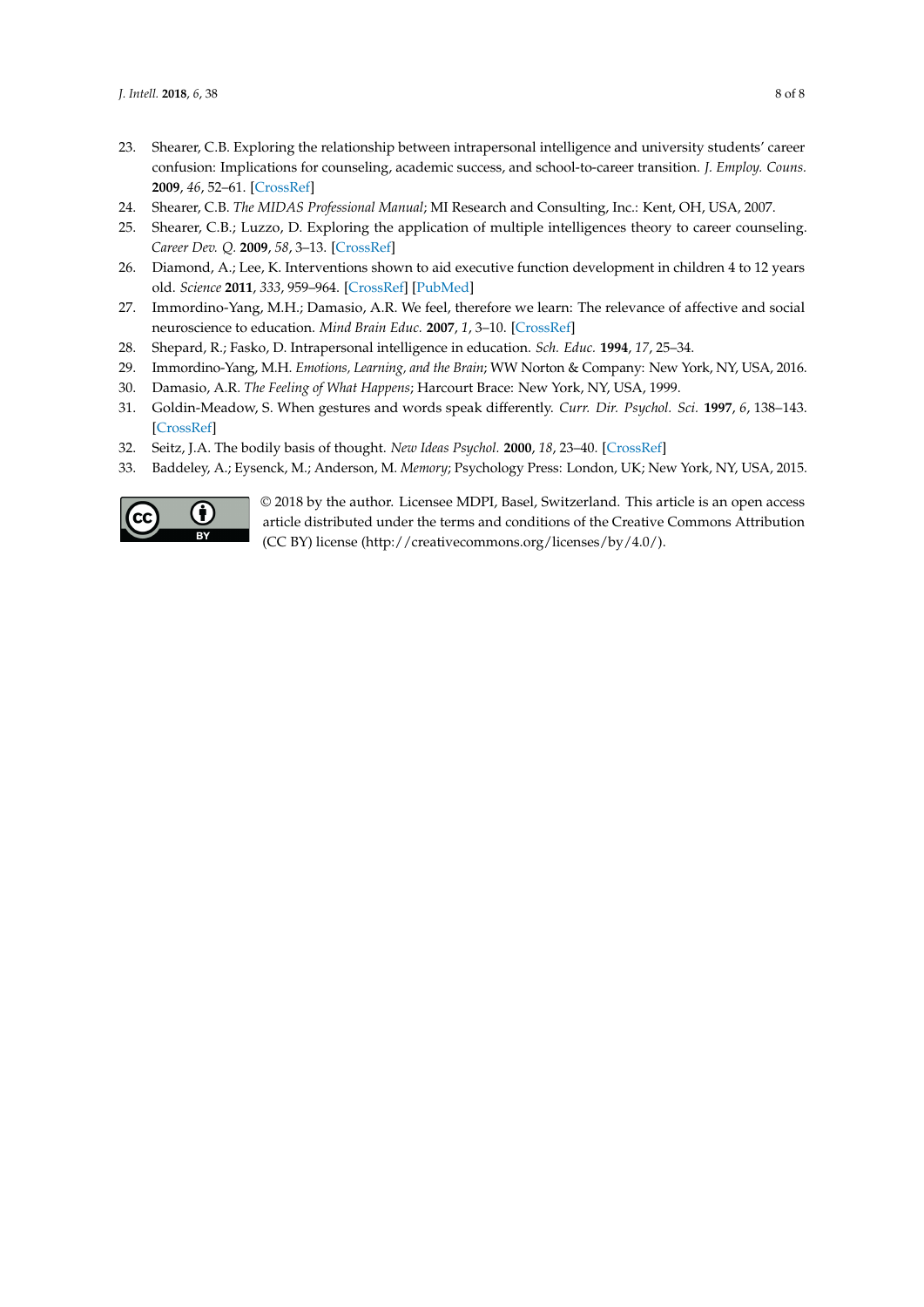23. Shearer, C.B. Exploring the relationship between intrapersonal intelligence and university students' career confusion: Implications for counseling, academic success, and school-to-career transition. *J. Employ. Couns.* **2009**, *46*, 52–61. [CrossRef]
24. Shearer, C.B. *The MIDAS Professional Manual*; MI Research and Consulting, Inc.: Kent, OH, USA, 2007.
25. Shearer, C.B.; Luzzo, D. Exploring the application of multiple intelligences theory to career counseling. *Career Dev. Q.* **2009**, *58*, 3–13. [CrossRef]
26. Diamond, A.; Lee, K. Interventions shown to aid executive function development in children 4 to 12 years old. *Science* **2011**, *333*, 959–964. [CrossRef] [PubMed]
27. Immordino-Yang, M.H.; Damasio, A.R. We feel, therefore we learn: The relevance of affective and social neuroscience to education. *Mind Brain Educ.* **2007**, *1*, 3–10. [CrossRef]
28. Shepard, R.; Fasko, D. Intrapersonal intelligence in education. *Sch. Educ.* **1994**, *17*, 25–34.
29. Immordino-Yang, M.H. *Emotions, Learning, and the Brain*; WW Norton & Company: New York, NY, USA, 2016.
30. Damasio, A.R. *The Feeling of What Happens*; Harcourt Brace: New York, NY, USA, 1999.
31. Goldin-Meadow, S. When gestures and words speak differently. *Curr. Dir. Psychol. Sci.* **1997**, *6*, 138–143. [CrossRef]
32. Seitz, J.A. The bodily basis of thought. *New Ideas Psychol.* **2000**, *18*, 23–40. [CrossRef]
33. Baddeley, A.; Eysenck, M.; Anderson, M. *Memory*; Psychology Press: London, UK; New York, NY, USA, 2015.

© 2018 by the author. Licensee MDPI, Basel, Switzerland. This article is an open access article distributed under the terms and conditions of the Creative Commons Attribution (CC BY) license (http://creativecommons.org/licenses/by/4.0/).